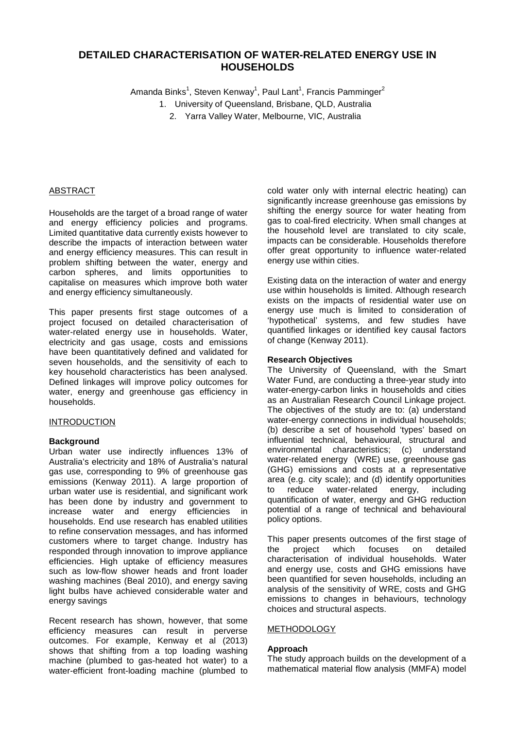# DETAILED CHARACTERISATION OF WATER-RELATED ENERGY USE IN HOUSEHOLDS

Amanda Binks[1], Steven Kenway[1], Paul Lant[1], Francis Pamminger[2]

1. University of Queensland, Brisbane, QLD, Australia
2. Yarra Valley Water, Melbourne, VIC, Australia

## ABSTRACT

Households are the target of a broad range of water and energy efficiency policies and programs. Limited quantitative data currently exists however to describe the impacts of interaction between water and energy efficiency measures. This can result in problem shifting between the water, energy and carbon spheres, and limits opportunities to capitalise on measures which improve both water and energy efficiency simultaneously.

This paper presents first stage outcomes of a project focused on detailed characterisation of water-related energy use in households. Water, electricity and gas usage, costs and emissions have been quantitatively defined and validated for seven households, and the sensitivity of each to key household characteristics has been analysed. Defined linkages will improve policy outcomes for water, energy and greenhouse gas efficiency in households.

## INTRODUCTION

### Background

Urban water use indirectly influences 13% of Australia's electricity and 18% of Australia's natural gas use, corresponding to 9% of greenhouse gas emissions (Kenway 2011). A large proportion of urban water use is residential, and significant work has been done by industry and government to increase water and energy efficiencies in households. End use research has enabled utilities to refine conservation messages, and has informed customers where to target change. Industry has responded through innovation to improve appliance efficiencies. High uptake of efficiency measures such as low-flow shower heads and front loader washing machines (Beal 2010), and energy saving light bulbs have achieved considerable water and energy savings

Recent research has shown, however, that some efficiency measures can result in perverse outcomes. For example, Kenway et al (2013) shows that shifting from a top loading washing machine (plumbed to gas-heated hot water) to a water-efficient front-loading machine (plumbed to cold water only with internal electric heating) can significantly increase greenhouse gas emissions by shifting the energy source for water heating from gas to coal-fired electricity. When small changes at the household level are translated to city scale, impacts can be considerable. Households therefore offer great opportunity to influence water-related energy use within cities.

Existing data on the interaction of water and energy use within households is limited. Although research exists on the impacts of residential water use on energy use much is limited to consideration of 'hypothetical' systems, and few studies have quantified linkages or identified key causal factors of change (Kenway 2011).

### Research Objectives

The University of Queensland, with the Smart Water Fund, are conducting a three-year study into water-energy-carbon links in households and cities as an Australian Research Council Linkage project. The objectives of the study are to: (a) understand water-energy connections in individual households; (b) describe a set of household 'types' based on influential technical, behavioural, structural and environmental characteristics; (c) understand water-related energy (WRE) use, greenhouse gas (GHG) emissions and costs at a representative area (e.g. city scale); and (d) identify opportunities to reduce water-related energy, including quantification of water, energy and GHG reduction potential of a range of technical and behavioural policy options.

This paper presents outcomes of the first stage of the project which focuses on detailed characterisation of individual households. Water and energy use, costs and GHG emissions have been quantified for seven households, including an analysis of the sensitivity of WRE, costs and GHG emissions to changes in behaviours, technology choices and structural aspects.

## METHODOLOGY

### Approach

The study approach builds on the development of a mathematical material flow analysis (MMFA) model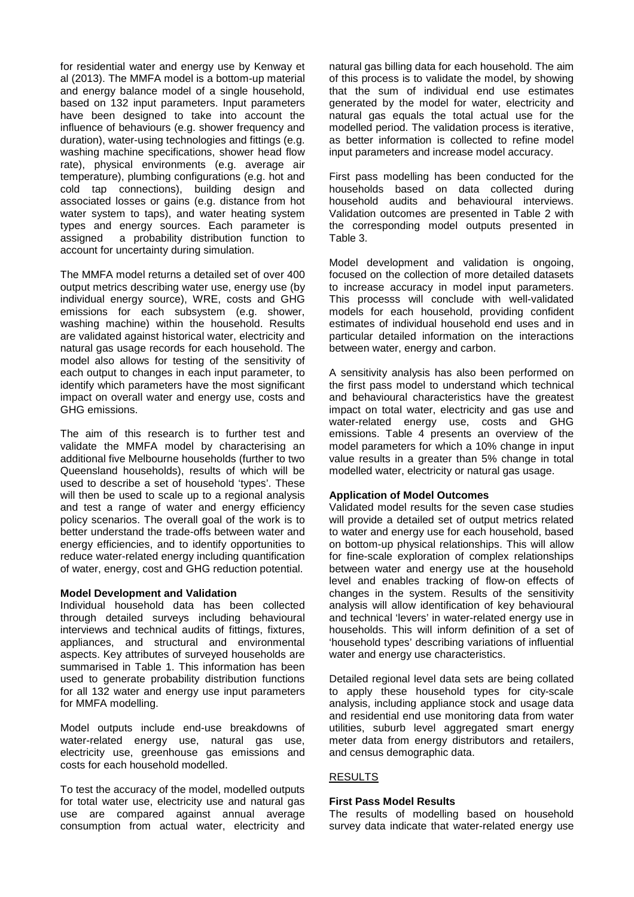for residential water and energy use by Kenway et al (2013). The MMFA model is a bottom-up material and energy balance model of a single household, based on 132 input parameters. Input parameters have been designed to take into account the influence of behaviours (e.g. shower frequency and duration), water-using technologies and fittings (e.g. washing machine specifications, shower head flow rate), physical environments (e.g. average air temperature), plumbing configurations (e.g. hot and cold tap connections), building design and associated losses or gains (e.g. distance from hot water system to taps), and water heating system types and energy sources. Each parameter is assigned a probability distribution function to account for uncertainty during simulation.

The MMFA model returns a detailed set of over 400 output metrics describing water use, energy use (by individual energy source), WRE, costs and GHG emissions for each subsystem (e.g. shower, washing machine) within the household. Results are validated against historical water, electricity and natural gas usage records for each household. The model also allows for testing of the sensitivity of each output to changes in each input parameter, to identify which parameters have the most significant impact on overall water and energy use, costs and GHG emissions.

The aim of this research is to further test and validate the MMFA model by characterising an additional five Melbourne households (further to two Queensland households), results of which will be used to describe a set of household 'types'. These will then be used to scale up to a regional analysis and test a range of water and energy efficiency policy scenarios. The overall goal of the work is to better understand the trade-offs between water and energy efficiencies, and to identify opportunities to reduce water-related energy including quantification of water, energy, cost and GHG reduction potential.

**Model Development and Validation**

Individual household data has been collected through detailed surveys including behavioural interviews and technical audits of fittings, fixtures, appliances, and structural and environmental aspects. Key attributes of surveyed households are summarised in Table 1. This information has been used to generate probability distribution functions for all 132 water and energy use input parameters for MMFA modelling.

Model outputs include end-use breakdowns of water-related energy use, natural gas use, electricity use, greenhouse gas emissions and costs for each household modelled.

To test the accuracy of the model, modelled outputs for total water use, electricity use and natural gas use are compared against annual average consumption from actual water, electricity and natural gas billing data for each household. The aim of this process is to validate the model, by showing that the sum of individual end use estimates generated by the model for water, electricity and natural gas equals the total actual use for the modelled period. The validation process is iterative, as better information is collected to refine model input parameters and increase model accuracy.

First pass modelling has been conducted for the households based on data collected during household audits and behavioural interviews. Validation outcomes are presented in Table 2 with the corresponding model outputs presented in Table 3.

Model development and validation is ongoing, focused on the collection of more detailed datasets to increase accuracy in model input parameters. This processs will conclude with well-validated models for each household, providing confident estimates of individual household end uses and in particular detailed information on the interactions between water, energy and carbon.

A sensitivity analysis has also been performed on the first pass model to understand which technical and behavioural characteristics have the greatest impact on total water, electricity and gas use and water-related energy use, costs and GHG emissions. Table 4 presents an overview of the model parameters for which a 10% change in input value results in a greater than 5% change in total modelled water, electricity or natural gas usage.

**Application of Model Outcomes**

Validated model results for the seven case studies will provide a detailed set of output metrics related to water and energy use for each household, based on bottom-up physical relationships. This will allow for fine-scale exploration of complex relationships between water and energy use at the household level and enables tracking of flow-on effects of changes in the system. Results of the sensitivity analysis will allow identification of key behavioural and technical 'levers' in water-related energy use in households. This will inform definition of a set of 'household types' describing variations of influential water and energy use characteristics.

Detailed regional level data sets are being collated to apply these household types for city-scale analysis, including appliance stock and usage data and residential end use monitoring data from water utilities, suburb level aggregated smart energy meter data from energy distributors and retailers, and census demographic data.

## RESULTS

**First Pass Model Results**

The results of modelling based on household survey data indicate that water-related energy use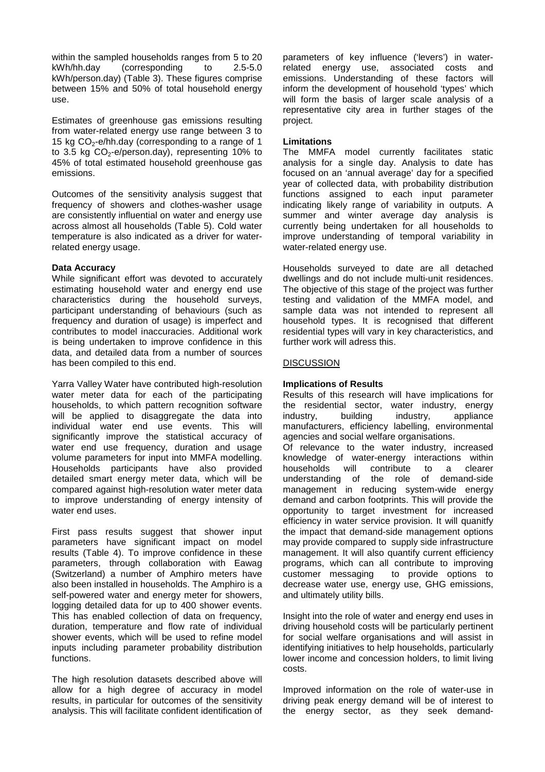within the sampled households ranges from 5 to 20 kWh/hh.day (corresponding to 2.5-5.0 kWh/person.day) (Table 3). These figures comprise between 15% and 50% of total household energy use.

Estimates of greenhouse gas emissions resulting from water-related energy use range between 3 to 15 kg $CO_2$-e/hh.day (corresponding to a range of 1 to 3.5 kg $CO_2$-e/person.day), representing 10% to 45% of total estimated household greenhouse gas emissions.

Outcomes of the sensitivity analysis suggest that frequency of showers and clothes-washer usage are consistently influential on water and energy use across almost all households (Table 5). Cold water temperature is also indicated as a driver for water-related energy usage.

**Data Accuracy**

While significant effort was devoted to accurately estimating household water and energy end use characteristics during the household surveys, participant understanding of behaviours (such as frequency and duration of usage) is imperfect and contributes to model inaccuracies. Additional work is being undertaken to improve confidence in this data, and detailed data from a number of sources has been compiled to this end.

Yarra Valley Water have contributed high-resolution water meter data for each of the participating households, to which pattern recognition software will be applied to disaggregate the data into individual water end use events. This will significantly improve the statistical accuracy of water end use frequency, duration and usage volume parameters for input into MMFA modelling. Households participants have also provided detailed smart energy meter data, which will be compared against high-resolution water meter data to improve understanding of energy intensity of water end uses.

First pass results suggest that shower input parameters have significant impact on model results (Table 4). To improve confidence in these parameters, through collaboration with Eawag (Switzerland) a number of Amphiro meters have also been installed in households. The Amphiro is a self-powered water and energy meter for showers, logging detailed data for up to 400 shower events. This has enabled collection of data on frequency, duration, temperature and flow rate of individual shower events, which will be used to refine model inputs including parameter probability distribution functions.

The high resolution datasets described above will allow for a high degree of accuracy in model results, in particular for outcomes of the sensitivity analysis. This will facilitate confident identification of parameters of key influence ('levers') in water-related energy use, associated costs and emissions. Understanding of these factors will inform the development of household 'types' which will form the basis of larger scale analysis of a representative city area in further stages of the project.

**Limitations**

The MMFA model currently facilitates static analysis for a single day. Analysis to date has focused on an 'annual average' day for a specified year of collected data, with probability distribution functions assigned to each input parameter indicating likely range of variability in outputs. A summer and winter average day analysis is currently being undertaken for all households to improve understanding of temporal variability in water-related energy use.

Households surveyed to date are all detached dwellings and do not include multi-unit residences. The objective of this stage of the project was further testing and validation of the MMFA model, and sample data was not intended to represent all household types. It is recognised that different residential types will vary in key characteristics, and further work will adress this.

## DISCUSSION

**Implications of Results**

Results of this research will have implications for the residential sector, water industry, energy industry, building industry, appliance manufacturers, efficiency labelling, environmental agencies and social welfare organisations.

Of relevance to the water industry, increased knowledge of water-energy interactions within households will contribute to a clearer understanding of the role of demand-side management in reducing system-wide energy demand and carbon footprints. This will provide the opportunity to target investment for increased efficiency in water service provision. It will quanitfy the impact that demand-side management options may provide compared to supply side infrastructure management. It will also quantify current efficiency programs, which can all contribute to improving customer messaging to provide options to decrease water use, energy use, GHG emissions, and ultimately utility bills.

Insight into the role of water and energy end uses in driving household costs will be particularly pertinent for social welfare organisations and will assist in identifying initiatives to help households, particularly lower income and concession holders, to limit living costs.

Improved information on the role of water-use in driving peak energy demand will be of interest to the energy sector, as they seek demand-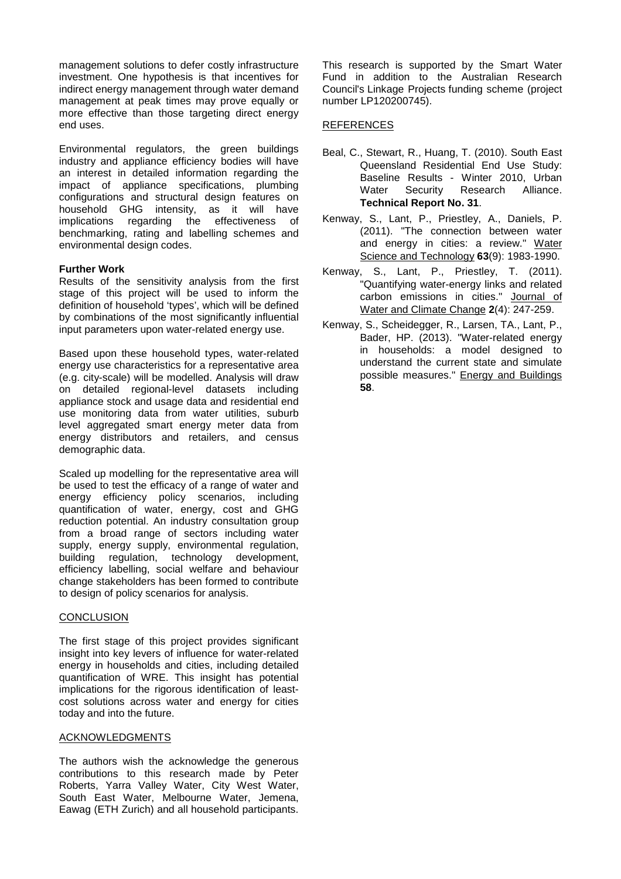management solutions to defer costly infrastructure investment. One hypothesis is that incentives for indirect energy management through water demand management at peak times may prove equally or more effective than those targeting direct energy end uses.

Environmental regulators, the green buildings industry and appliance efficiency bodies will have an interest in detailed information regarding the impact of appliance specifications, plumbing configurations and structural design features on household GHG intensity, as it will have implications regarding the effectiveness of benchmarking, rating and labelling schemes and environmental design codes.

### Further Work

Results of the sensitivity analysis from the first stage of this project will be used to inform the definition of household 'types', which will be defined by combinations of the most significantly influential input parameters upon water-related energy use.

Based upon these household types, water-related energy use characteristics for a representative area (e.g. city-scale) will be modelled. Analysis will draw on detailed regional-level datasets including appliance stock and usage data and residential end use monitoring data from water utilities, suburb level aggregated smart energy meter data from energy distributors and retailers, and census demographic data.

Scaled up modelling for the representative area will be used to test the efficacy of a range of water and energy efficiency policy scenarios, including quantification of water, energy, cost and GHG reduction potential. An industry consultation group from a broad range of sectors including water supply, energy supply, environmental regulation, building regulation, technology development, efficiency labelling, social welfare and behaviour change stakeholders has been formed to contribute to design of policy scenarios for analysis.

## CONCLUSION

The first stage of this project provides significant insight into key levers of influence for water-related energy in households and cities, including detailed quantification of WRE. This insight has potential implications for the rigorous identification of least-cost solutions across water and energy for cities today and into the future.

## ACKNOWLEDGMENTS

The authors wish the acknowledge the generous contributions to this research made by Peter Roberts, Yarra Valley Water, City West Water, South East Water, Melbourne Water, Jemena, Eawag (ETH Zurich) and all household participants.

This research is supported by the Smart Water Fund in addition to the Australian Research Council's Linkage Projects funding scheme (project number LP120200745).

## REFERENCES

Beal, C., Stewart, R., Huang, T. (2010). South East Queensland Residential End Use Study: Baseline Results - Winter 2010, Urban Water Security Research Alliance. **Technical Report No. 31**.

Kenway, S., Lant, P., Priestley, A., Daniels, P. (2011). "The connection between water and energy in cities: a review." Water Science and Technology **63**(9): 1983-1990.

Kenway, S., Lant, P., Priestley, T. (2011). "Quantifying water-energy links and related carbon emissions in cities." Journal of Water and Climate Change **2**(4): 247-259.

Kenway, S., Scheidegger, R., Larsen, TA., Lant, P., Bader, HP. (2013). "Water-related energy in households: a model designed to understand the current state and simulate possible measures." Energy and Buildings **58**.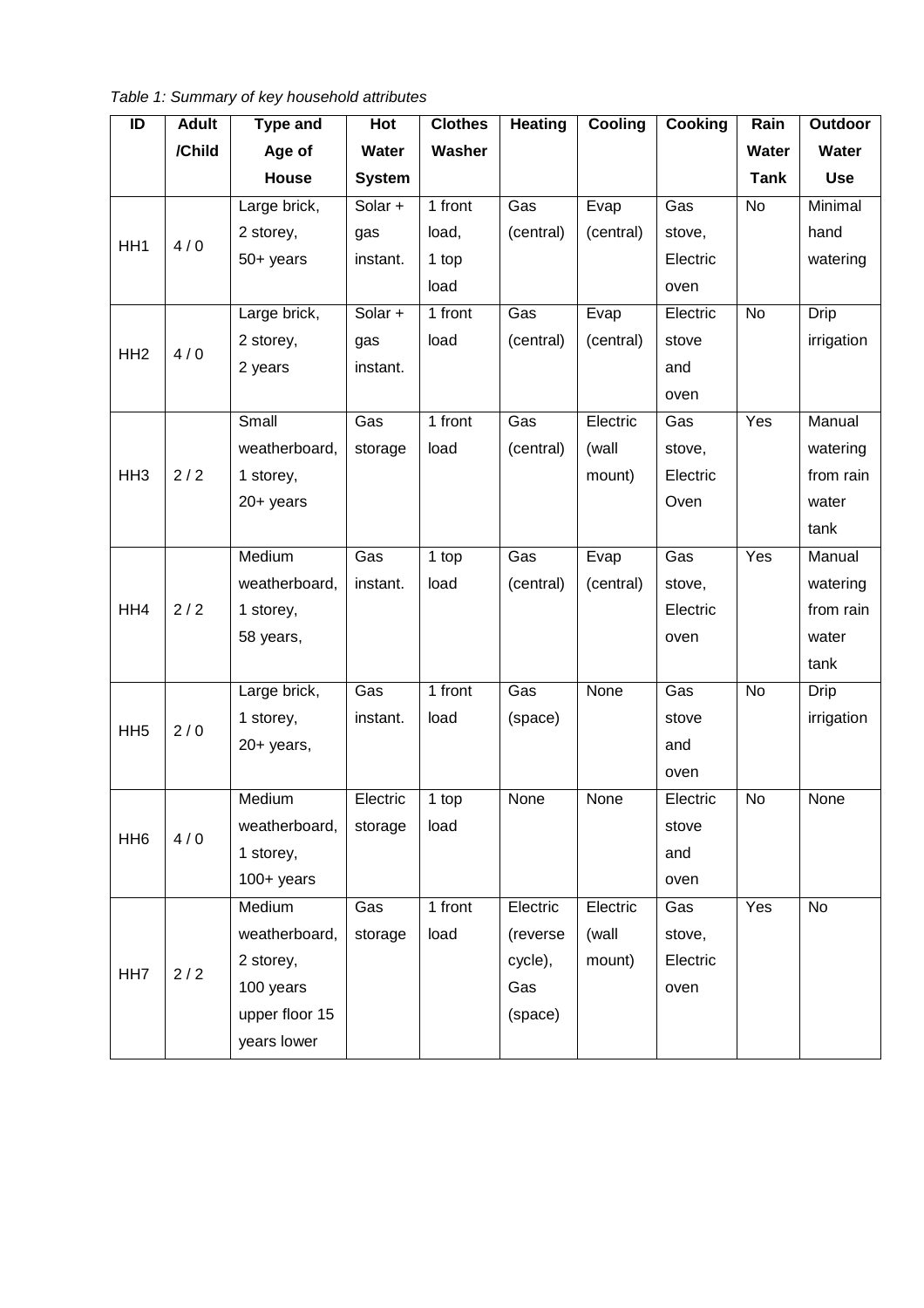*Table 1: Summary of key household attributes*

| ID | Adult /Child | Type and Age of House | Hot Water System | Clothes Washer | Heating | Cooling | Cooking | Rain Water Tank | Outdoor Water Use |
|---|---|---|---|---|---|---|---|---|---|
| HH1 | 4 / 0 | Large brick, 2 storey, 50+ years | Solar + gas instant. | 1 front load, 1 top load | Gas (central) | Evap (central) | Gas stove, Electric oven | No | Minimal hand watering |
| HH2 | 4 / 0 | Large brick, 2 storey, 2 years | Solar + gas instant. | 1 front load | Gas (central) | Evap (central) | Electric stove and oven | No | Drip irrigation |
| HH3 | 2 / 2 | Small weatherboard, 1 storey, 20+ years | Gas storage | 1 front load | Gas (central) | Electric (wall mount) | Gas stove, Electric Oven | Yes | Manual watering from rain water tank |
| HH4 | 2 / 2 | Medium weatherboard, 1 storey, 58 years, | Gas instant. | 1 top load | Gas (central) | Evap (central) | Gas stove, Electric oven | Yes | Manual watering from rain water tank |
| HH5 | 2 / 0 | Large brick, 1 storey, 20+ years, | Gas instant. | 1 front load | Gas (space) | None | Gas stove and oven | No | Drip irrigation |
| HH6 | 4 / 0 | Medium weatherboard, 1 storey, 100+ years | Electric storage | 1 top load | None | None | Electric stove and oven | No | None |
| HH7 | 2 / 2 | Medium weatherboard, 2 storey, 100 years upper floor 15 years lower | Gas storage | 1 front load | Electric (reverse cycle), Gas (space) | Electric (wall mount) | Gas stove, Electric oven | Yes | No |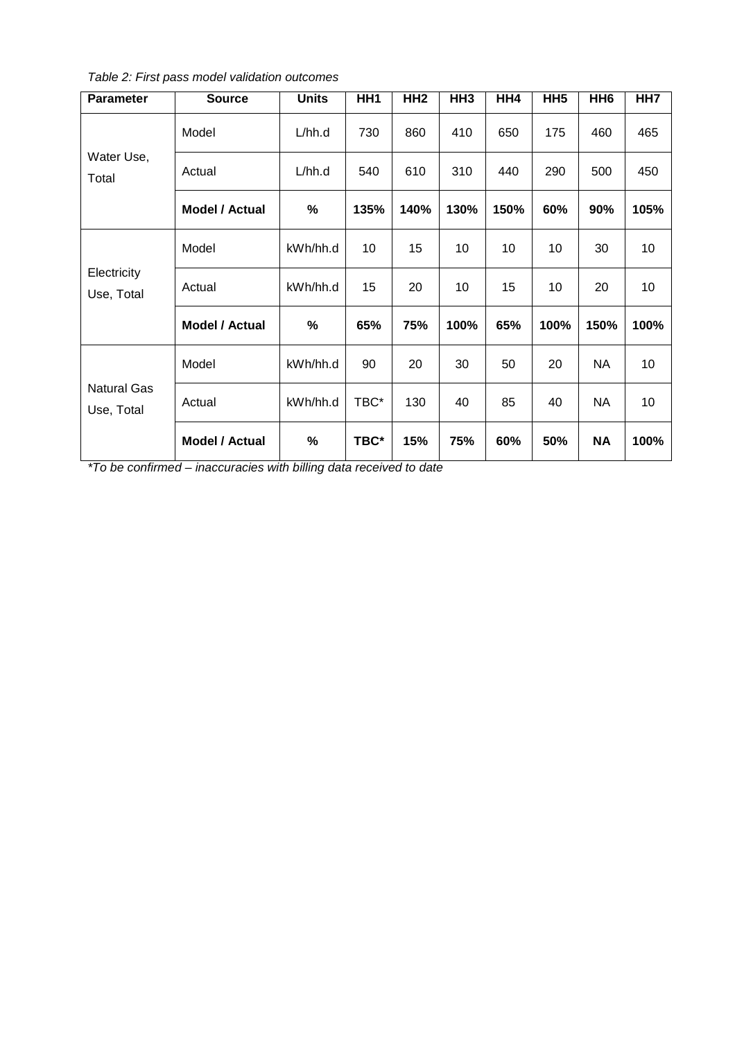*Table 2: First pass model validation outcomes*

| Parameter | Source | Units | HH1 | HH2 | HH3 | HH4 | HH5 | HH6 | HH7 |
|---|---|---|---|---|---|---|---|---|---|
| Water Use, Total | Model | L/hh.d | 730 | 860 | 410 | 650 | 175 | 460 | 465 |
| | Actual | L/hh.d | 540 | 610 | 310 | 440 | 290 | 500 | 450 |
| | **Model / Actual** | **%** | **135%** | **140%** | **130%** | **150%** | **60%** | **90%** | **105%** |
| Electricity Use, Total | Model | kWh/hh.d | 10 | 15 | 10 | 10 | 10 | 30 | 10 |
| | Actual | kWh/hh.d | 15 | 20 | 10 | 15 | 10 | 20 | 10 |
| | **Model / Actual** | **%** | **65%** | **75%** | **100%** | **65%** | **100%** | **150%** | **100%** |
| Natural Gas Use, Total | Model | kWh/hh.d | 90 | 20 | 30 | 50 | 20 | NA | 10 |
| | Actual | kWh/hh.d | TBC* | 130 | 40 | 85 | 40 | NA | 10 |
| | **Model / Actual** | **%** | **TBC*** | **15%** | **75%** | **60%** | **50%** | **NA** | **100%** |

*\*To be confirmed – inaccuracies with billing data received to date*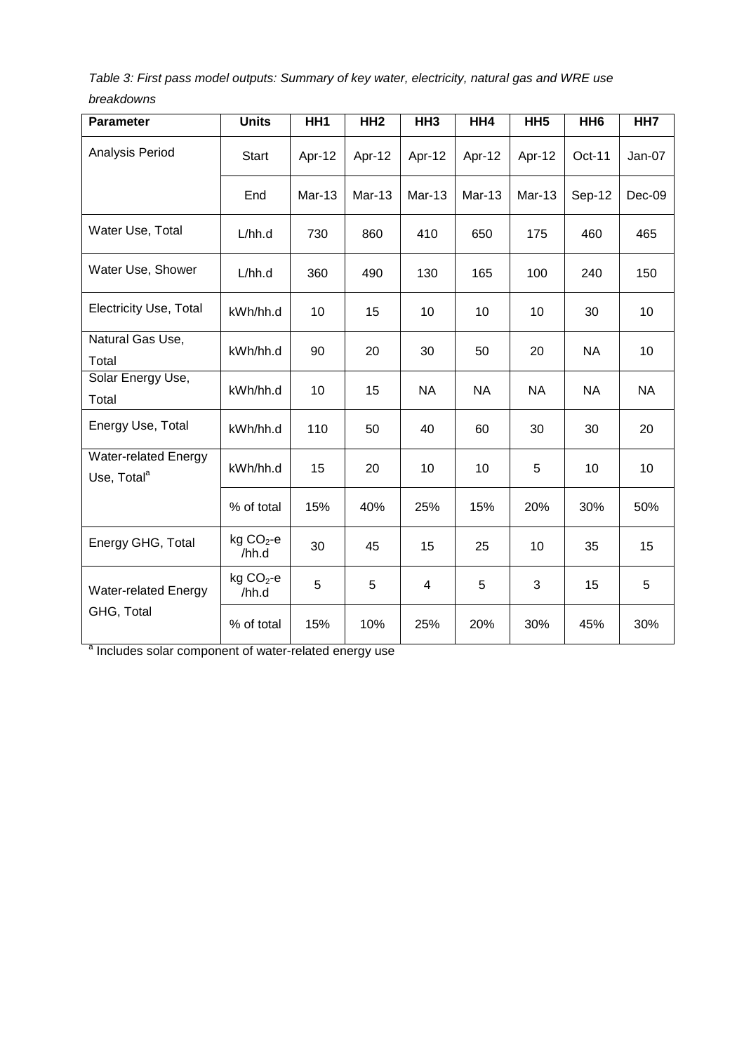*Table 3: First pass model outputs: Summary of key water, electricity, natural gas and WRE use breakdowns*

| Parameter | Units | HH1 | HH2 | HH3 | HH4 | HH5 | HH6 | HH7 |
|---|---|---|---|---|---|---|---|---|
| Analysis Period | Start | Apr-12 | Apr-12 | Apr-12 | Apr-12 | Apr-12 | Oct-11 | Jan-07 |
| | End | Mar-13 | Mar-13 | Mar-13 | Mar-13 | Mar-13 | Sep-12 | Dec-09 |
| Water Use, Total | L/hh.d | 730 | 860 | 410 | 650 | 175 | 460 | 465 |
| Water Use, Shower | L/hh.d | 360 | 490 | 130 | 165 | 100 | 240 | 150 |
| Electricity Use, Total | kWh/hh.d | 10 | 15 | 10 | 10 | 10 | 30 | 10 |
| Natural Gas Use, Total | kWh/hh.d | 90 | 20 | 30 | 50 | 20 | NA | 10 |
| Solar Energy Use, Total | kWh/hh.d | 10 | 15 | NA | NA | NA | NA | NA |
| Energy Use, Total | kWh/hh.d | 110 | 50 | 40 | 60 | 30 | 30 | 20 |
| Water-related Energy Use, Total[a] | kWh/hh.d | 15 | 20 | 10 | 10 | 5 | 10 | 10 |
| | % of total | 15% | 40% | 25% | 15% | 20% | 30% | 50% |
| Energy GHG, Total | kg $CO_2$-e /hh.d | 30 | 45 | 15 | 25 | 10 | 35 | 15 |
| Water-related Energy GHG, Total | kg $CO_2$-e /hh.d | 5 | 5 | 4 | 5 | 3 | 15 | 5 |
| | % of total | 15% | 10% | 25% | 20% | 30% | 45% | 30% |

[a] Includes solar component of water-related energy use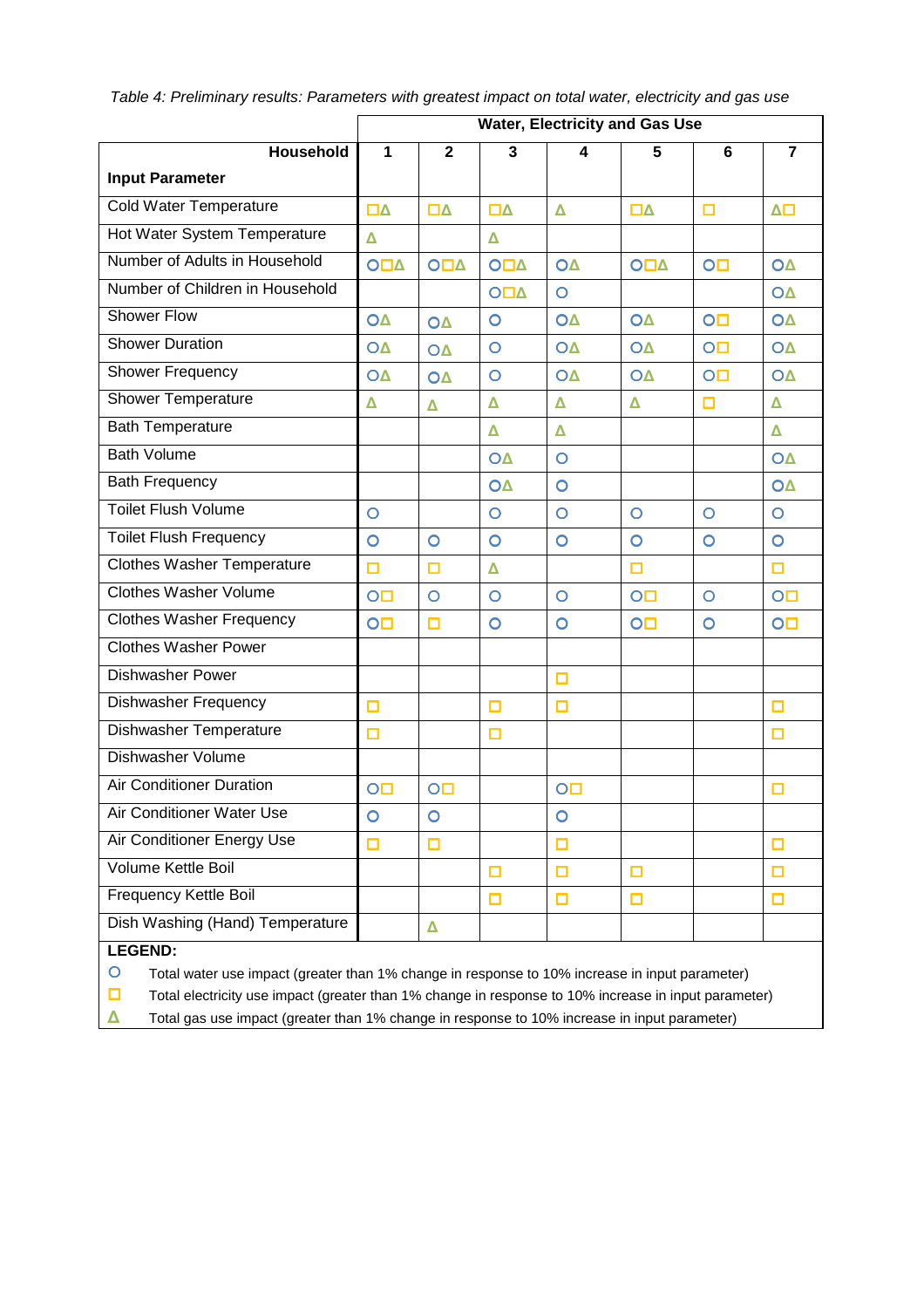*Table 4: Preliminary results: Parameters with greatest impact on total water, electricity and gas use*

| | Water, Electricity and Gas Use | | | | | | |
|---|---|---|---|---|---|---|---|
| **Household** / **Input Parameter** | **1** | **2** | **3** | **4** | **5** | **6** | **7** |
| Cold Water Temperature | □Δ | □Δ | □Δ | Δ | □Δ | □ | Δ□ |
| Hot Water System Temperature | Δ | | Δ | | | | |
| Number of Adults in Household | O□Δ | O□Δ | O□Δ | OΔ | O□Δ | O□ | OΔ |
| Number of Children in Household | | | O□Δ | O | | | OΔ |
| Shower Flow | OΔ | OΔ | O | OΔ | OΔ | O□ | OΔ |
| Shower Duration | OΔ | OΔ | O | OΔ | OΔ | O□ | OΔ |
| Shower Frequency | OΔ | OΔ | O | OΔ | OΔ | O□ | OΔ |
| Shower Temperature | Δ | Δ | Δ | Δ | Δ | □ | Δ |
| Bath Temperature | | | Δ | Δ | | | Δ |
| Bath Volume | | | OΔ | O | | | OΔ |
| Bath Frequency | | | OΔ | O | | | OΔ |
| Toilet Flush Volume | O | | O | O | O | O | O |
| Toilet Flush Frequency | O | O | O | O | O | O | O |
| Clothes Washer Temperature | □ | □ | Δ | | □ | | □ |
| Clothes Washer Volume | O□ | O | O | O | O□ | O | O□ |
| Clothes Washer Frequency | O□ | □ | O | O | O□ | O | O□ |
| Clothes Washer Power | | | | | | | |
| Dishwasher Power | | | | □ | | | |
| Dishwasher Frequency | □ | | □ | □ | | | □ |
| Dishwasher Temperature | □ | | □ | | | | □ |
| Dishwasher Volume | | | | | | | |
| Air Conditioner Duration | O□ | O□ | | O□ | | | □ |
| Air Conditioner Water Use | O | O | | O | | | |
| Air Conditioner Energy Use | □ | □ | | □ | | | □ |
| Volume Kettle Boil | | | □ | □ | □ | | □ |
| Frequency Kettle Boil | | | □ | □ | □ | | □ |
| Dish Washing (Hand) Temperature | | Δ | | | | | |

**LEGEND:**

O Total water use impact (greater than 1% change in response to 10% increase in input parameter)

□ Total electricity use impact (greater than 1% change in response to 10% increase in input parameter)

Δ Total gas use impact (greater than 1% change in response to 10% increase in input parameter)